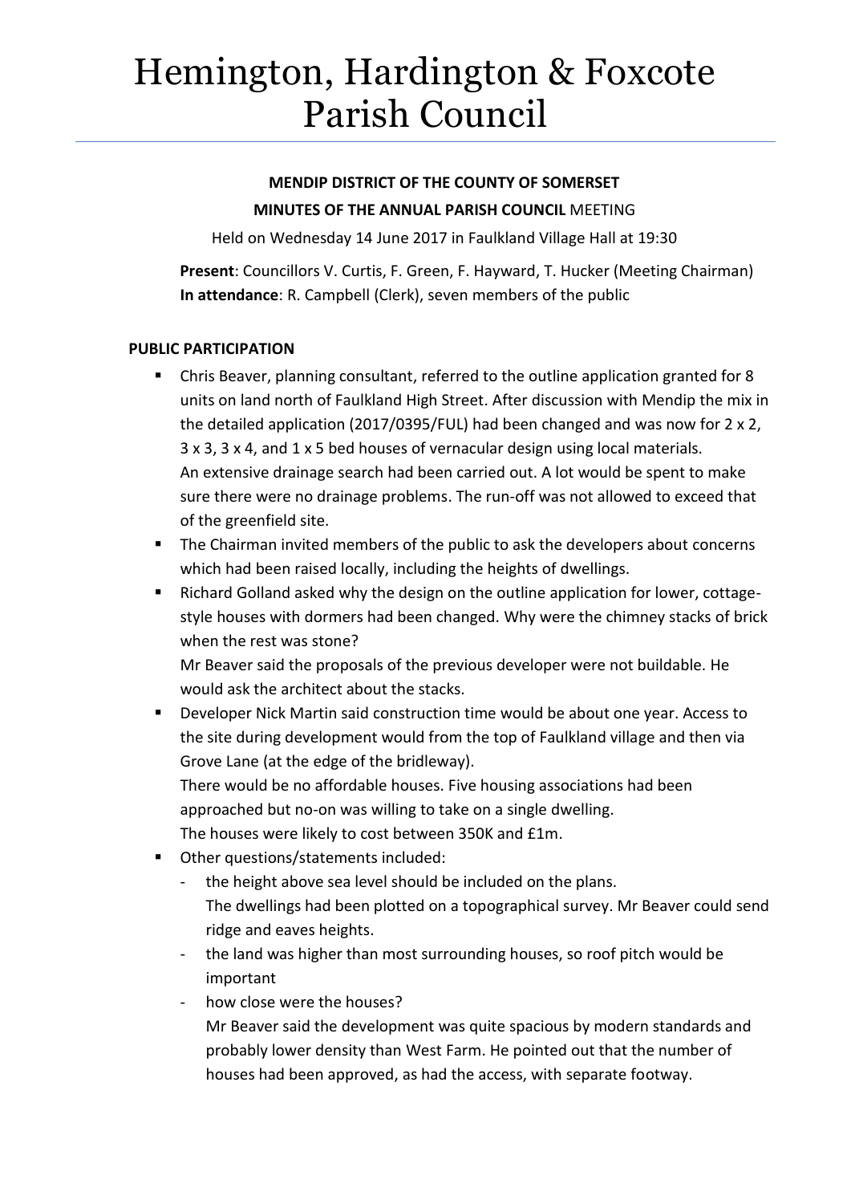# Hemington, Hardington & Foxcote Parish Council

**MENDIP DISTRICT OF THE COUNTY OF SOMERSET**

**MINUTES OF THE ANNUAL PARISH COUNCIL** MEETING

Held on Wednesday 14 June 2017 in Faulkland Village Hall at 19:30

**Present**: Councillors V. Curtis, F. Green, F. Hayward, T. Hucker (Meeting Chairman)
**In attendance**: R. Campbell (Clerk), seven members of the public

## PUBLIC PARTICIPATION

- Chris Beaver, planning consultant, referred to the outline application granted for 8 units on land north of Faulkland High Street. After discussion with Mendip the mix in the detailed application (2017/0395/FUL) had been changed and was now for 2 x 2, 3 x 3, 3 x 4, and 1 x 5 bed houses of vernacular design using local materials.
  An extensive drainage search had been carried out. A lot would be spent to make sure there were no drainage problems. The run-off was not allowed to exceed that of the greenfield site.
- The Chairman invited members of the public to ask the developers about concerns which had been raised locally, including the heights of dwellings.
- Richard Golland asked why the design on the outline application for lower, cottage-style houses with dormers had been changed. Why were the chimney stacks of brick when the rest was stone?
  Mr Beaver said the proposals of the previous developer were not buildable. He would ask the architect about the stacks.
- Developer Nick Martin said construction time would be about one year. Access to the site during development would from the top of Faulkland village and then via Grove Lane (at the edge of the bridleway).
  There would be no affordable houses. Five housing associations had been approached but no-on was willing to take on a single dwelling.
  The houses were likely to cost between 350K and £1m.
- Other questions/statements included:
  - the height above sea level should be included on the plans.
    The dwellings had been plotted on a topographical survey. Mr Beaver could send ridge and eaves heights.
  - the land was higher than most surrounding houses, so roof pitch would be important
  - how close were the houses?
    Mr Beaver said the development was quite spacious by modern standards and probably lower density than West Farm. He pointed out that the number of houses had been approved, as had the access, with separate footway.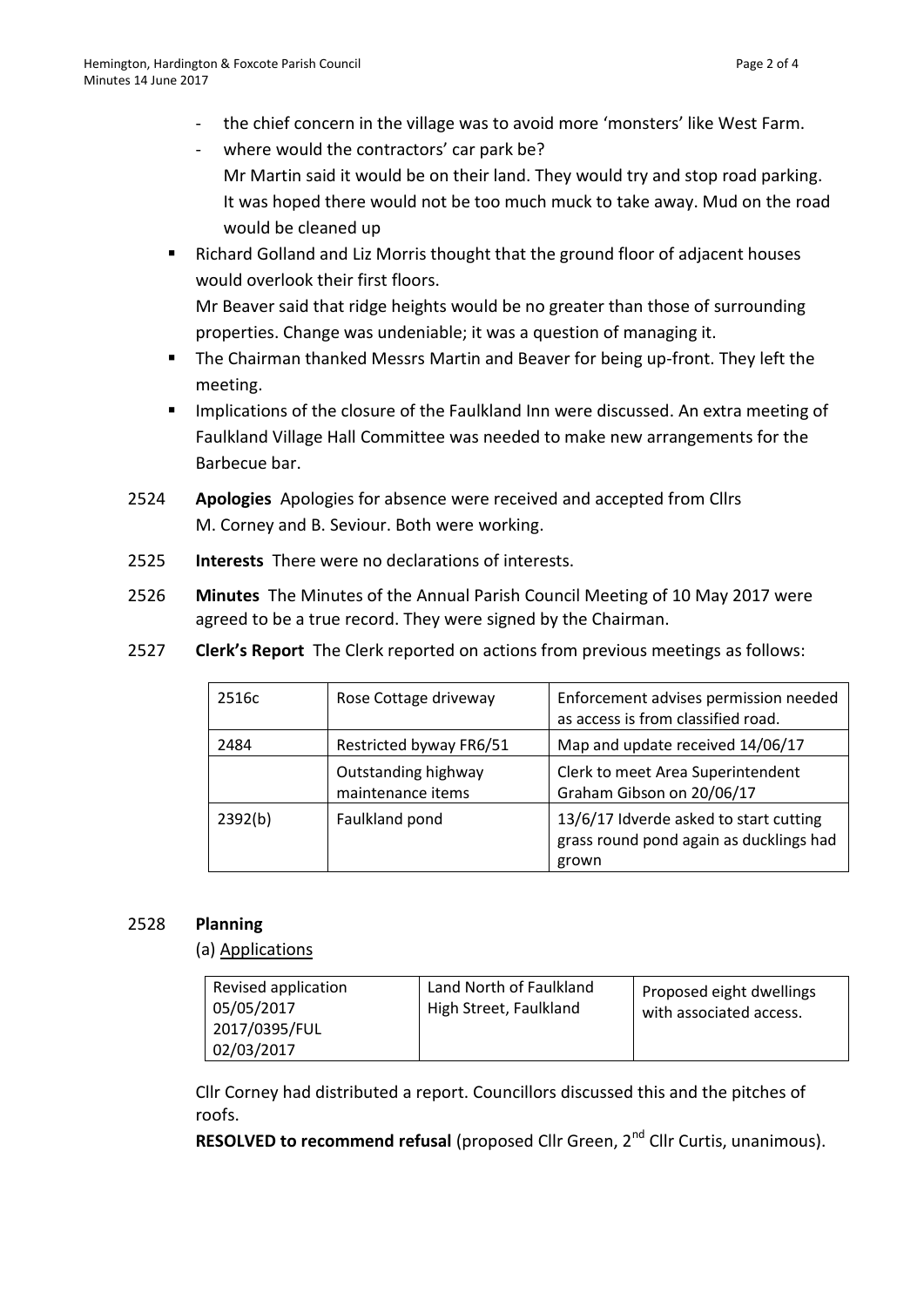- the chief concern in the village was to avoid more 'monsters' like West Farm.
- where would the contractors' car park be?
  Mr Martin said it would be on their land. They would try and stop road parking. It was hoped there would not be too much muck to take away. Mud on the road would be cleaned up

- Richard Golland and Liz Morris thought that the ground floor of adjacent houses would overlook their first floors.
  Mr Beaver said that ridge heights would be no greater than those of surrounding properties. Change was undeniable; it was a question of managing it.
- The Chairman thanked Messrs Martin and Beaver for being up-front. They left the meeting.
- Implications of the closure of the Faulkland Inn were discussed. An extra meeting of Faulkland Village Hall Committee was needed to make new arrangements for the Barbecue bar.

2524 **Apologies** Apologies for absence were received and accepted from Cllrs M. Corney and B. Seviour. Both were working.

2525 **Interests** There were no declarations of interests.

2526 **Minutes** The Minutes of the Annual Parish Council Meeting of 10 May 2017 were agreed to be a true record. They were signed by the Chairman.

2527 **Clerk's Report** The Clerk reported on actions from previous meetings as follows:

| | | |
|---|---|---|
| 2516c | Rose Cottage driveway | Enforcement advises permission needed as access is from classified road. |
| 2484 | Restricted byway FR6/51 | Map and update received 14/06/17 |
| | Outstanding highway maintenance items | Clerk to meet Area Superintendent Graham Gibson on 20/06/17 |
| 2392(b) | Faulkland pond | 13/6/17 Idverde asked to start cutting grass round pond again as ducklings had grown |

2528 **Planning**

(a) Applications

| | | |
|---|---|---|
| Revised application 05/05/2017 2017/0395/FUL 02/03/2017 | Land North of Faulkland High Street, Faulkland | Proposed eight dwellings with associated access. |

Cllr Corney had distributed a report. Councillors discussed this and the pitches of roofs.

**RESOLVED to recommend refusal** (proposed Cllr Green, 2nd Cllr Curtis, unanimous).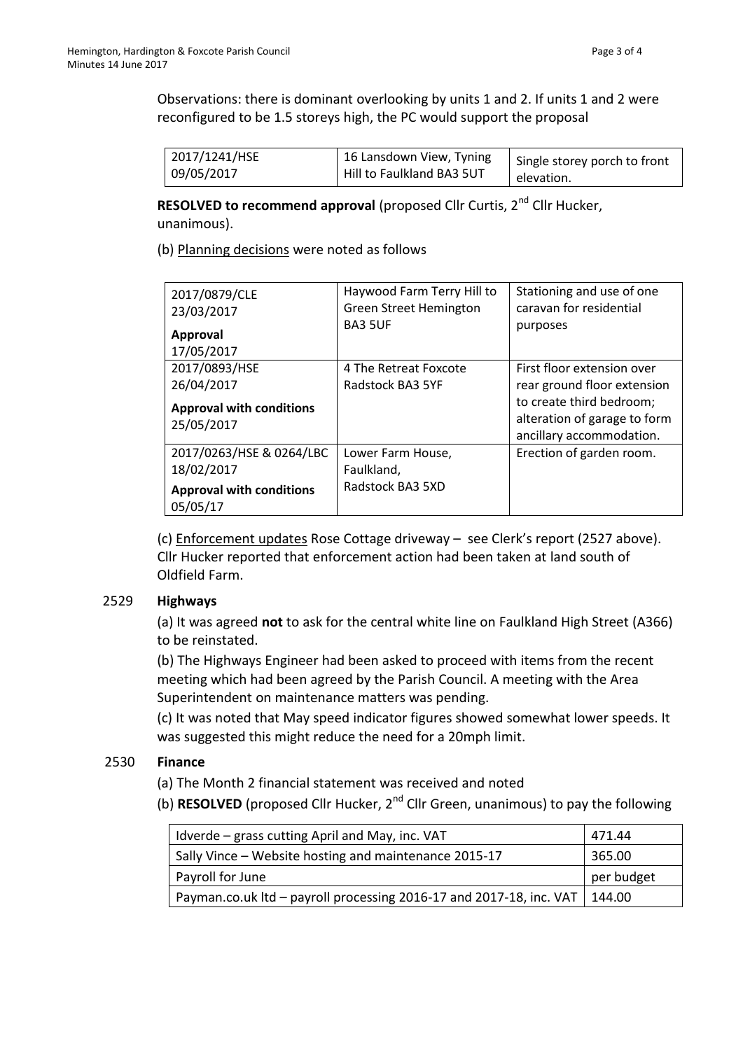Observations: there is dominant overlooking by units 1 and 2. If units 1 and 2 were reconfigured to be 1.5 storeys high, the PC would support the proposal

| 2017/1241/HSE 09/05/2017 | 16 Lansdown View, Tyning Hill to Faulkland BA3 5UT | Single storey porch to front elevation. |
|---|---|---|

**RESOLVED to recommend approval** (proposed Cllr Curtis, 2nd Cllr Hucker, unanimous).

(b) Planning decisions were noted as follows

| 2017/0879/CLE 23/03/2017 **Approval** 17/05/2017 | Haywood Farm Terry Hill to Green Street Hemington BA3 5UF | Stationing and use of one caravan for residential purposes |
|---|---|---|
| 2017/0893/HSE 26/04/2017 **Approval with conditions** 25/05/2017 | 4 The Retreat Foxcote Radstock BA3 5YF | First floor extension over rear ground floor extension to create third bedroom; alteration of garage to form ancillary accommodation. |
| 2017/0263/HSE & 0264/LBC 18/02/2017 **Approval with conditions** 05/05/17 | Lower Farm House, Faulkland, Radstock BA3 5XD | Erection of garden room. |

(c) Enforcement updates Rose Cottage driveway – see Clerk's report (2527 above). Cllr Hucker reported that enforcement action had been taken at land south of Oldfield Farm.

2529 **Highways**

(a) It was agreed **not** to ask for the central white line on Faulkland High Street (A366) to be reinstated.

(b) The Highways Engineer had been asked to proceed with items from the recent meeting which had been agreed by the Parish Council. A meeting with the Area Superintendent on maintenance matters was pending.

(c) It was noted that May speed indicator figures showed somewhat lower speeds. It was suggested this might reduce the need for a 20mph limit.

2530 **Finance**

(a) The Month 2 financial statement was received and noted

(b) **RESOLVED** (proposed Cllr Hucker, 2nd Cllr Green, unanimous) to pay the following

| Idverde – grass cutting April and May, inc. VAT | 471.44 |
|---|---|
| Sally Vince – Website hosting and maintenance 2015-17 | 365.00 |
| Payroll for June | per budget |
| Payman.co.uk ltd – payroll processing 2016-17 and 2017-18, inc. VAT | 144.00 |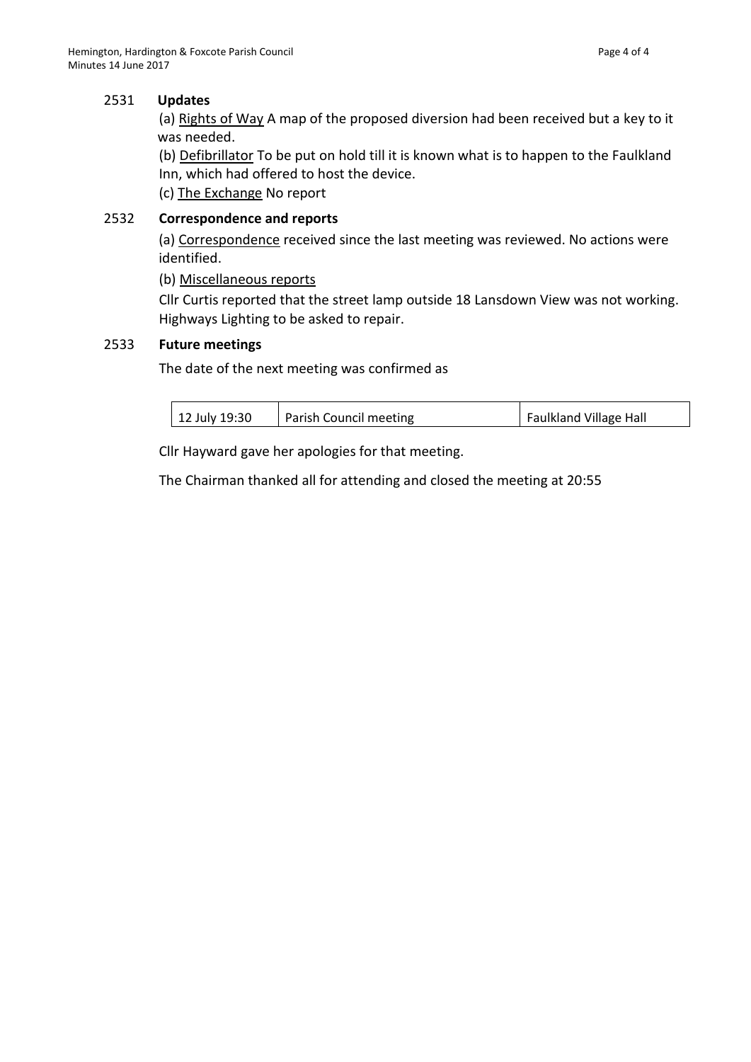**2531 Updates**

(a) Rights of Way A map of the proposed diversion had been received but a key to it was needed.

(b) Defibrillator To be put on hold till it is known what is to happen to the Faulkland Inn, which had offered to host the device.

(c) The Exchange No report

**2532 Correspondence and reports**

(a) Correspondence received since the last meeting was reviewed. No actions were identified.

(b) Miscellaneous reports

Cllr Curtis reported that the street lamp outside 18 Lansdown View was not working. Highways Lighting to be asked to repair.

**2533 Future meetings**

The date of the next meeting was confirmed as

| | | |
|---|---|---|
| 12 July 19:30 | Parish Council meeting | Faulkland Village Hall |

Cllr Hayward gave her apologies for that meeting.

The Chairman thanked all for attending and closed the meeting at 20:55